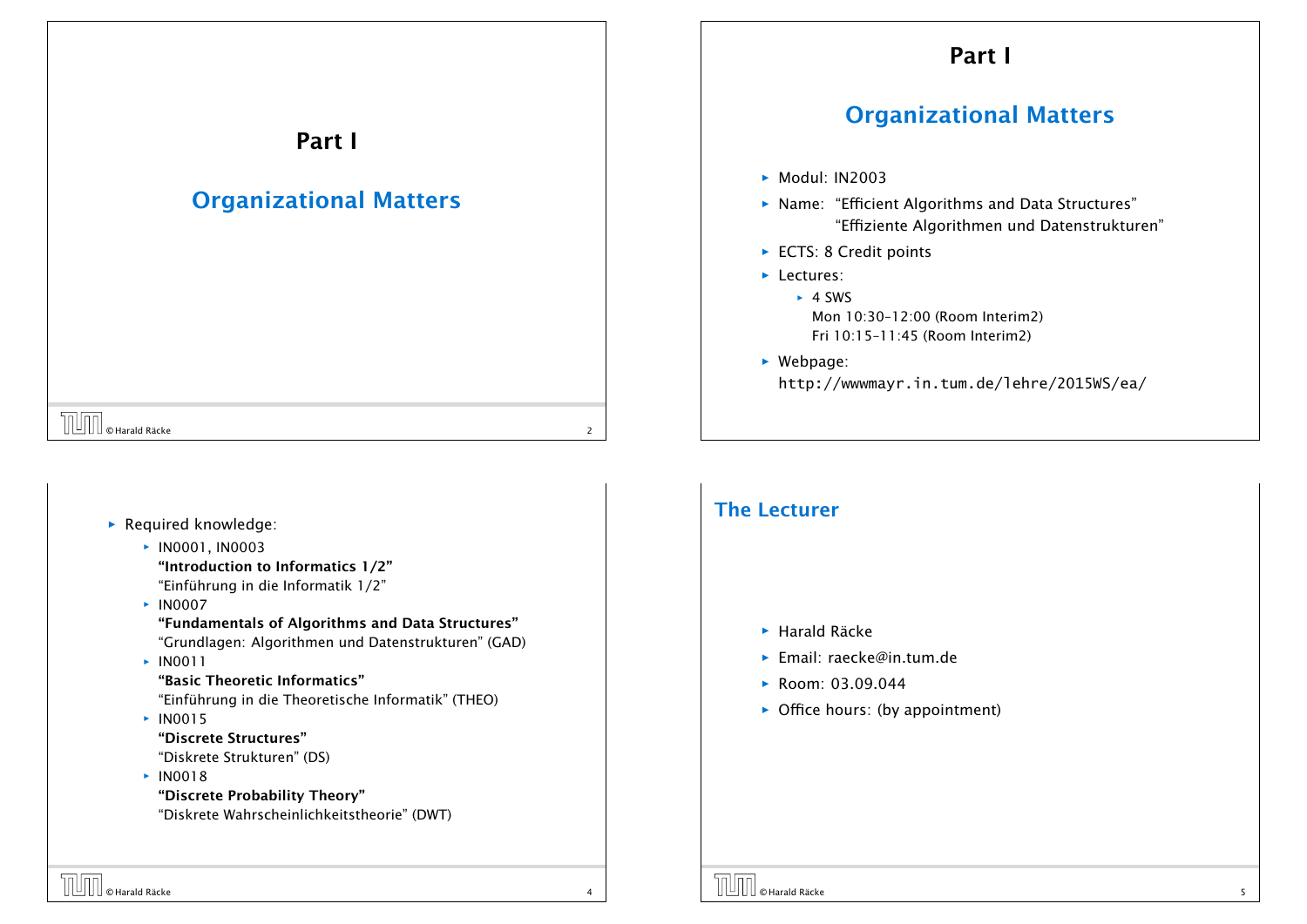# Part I

## Organizational Matters

# Part I

## Organizational Matters

- Modul: IN2003
- Name: "Efficient Algorithms and Data Structures"
  "Effiziente Algorithmen und Datenstrukturen"
- ECTS: 8 Credit points
- Lectures:
  - 4 SWS
    Mon 10:30–12:00 (Room Interim2)
    Fri 10:15–11:45 (Room Interim2)
- Webpage:
  http://wwwmayr.in.tum.de/lehre/2015WS/ea/

- Required knowledge:
  - IN0001, IN0003
    **"Introduction to Informatics 1/2"**
    "Einführung in die Informatik 1/2"
  - IN0007
    **"Fundamentals of Algorithms and Data Structures"**
    "Grundlagen: Algorithmen und Datenstrukturen" (GAD)
  - IN0011
    **"Basic Theoretic Informatics"**
    "Einführung in die Theoretische Informatik" (THEO)
  - IN0015
    **"Discrete Structures"**
    "Diskrete Strukturen" (DS)
  - IN0018
    **"Discrete Probability Theory"**
    "Diskrete Wahrscheinlichkeitstheorie" (DWT)

## The Lecturer

- Harald Räcke
- Email: raecke@in.tum.de
- Room: 03.09.044
- Office hours: (by appointment)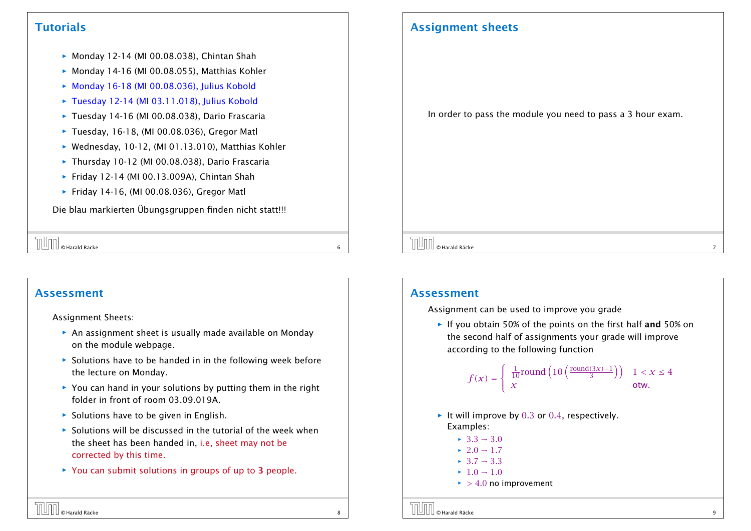## Tutorials

- Monday 12-14 (MI 00.08.038), Chintan Shah
- Monday 14-16 (MI 00.08.055), Matthias Kohler
- Monday 16-18 (MI 00.08.036), Julius Kobold
- Tuesday 12-14 (MI 03.11.018), Julius Kobold
- Tuesday 14-16 (MI 00.08.038), Dario Frascaria
- Tuesday, 16-18, (MI 00.08.036), Gregor Matl
- Wednesday, 10-12, (MI 01.13.010), Matthias Kohler
- Thursday 10-12 (MI 00.08.038), Dario Frascaria
- Friday 12-14 (MI 00.13.009A), Chintan Shah
- Friday 14-16, (MI 00.08.036), Gregor Matl

Die blau markierten Übungsgruppen finden nicht statt!!!

## Assignment sheets

In order to pass the module you need to pass a 3 hour exam.

## Assessment

Assignment Sheets:

- An assignment sheet is usually made available on Monday on the module webpage.
- Solutions have to be handed in in the following week before the lecture on Monday.
- You can hand in your solutions by putting them in the right folder in front of room 03.09.019A.
- Solutions have to be given in English.
- Solutions will be discussed in the tutorial of the week when the sheet has been handed in, i.e, sheet may not be corrected by this time.
- You can submit solutions in groups of up to **3** people.

## Assessment

Assignment can be used to improve you grade

- If you obtain 50% of the points on the first half **and** 50% on the second half of assignments your grade will improve according to the following function

$$f(x) = \begin{cases} \frac{1}{10}\text{round}\left(10\left(\frac{\text{round}(3x)-1}{3}\right)\right) & 1 < x \leq 4 \\ x & \text{otw.} \end{cases}$$

- It will improve by $0.3$ or $0.4$, respectively.
  Examples:
  - $3.3 \rightarrow 3.0$
  - $2.0 \rightarrow 1.7$
  - $3.7 \rightarrow 3.3$
  - $1.0 \rightarrow 1.0$
  - $> 4.0$ no improvement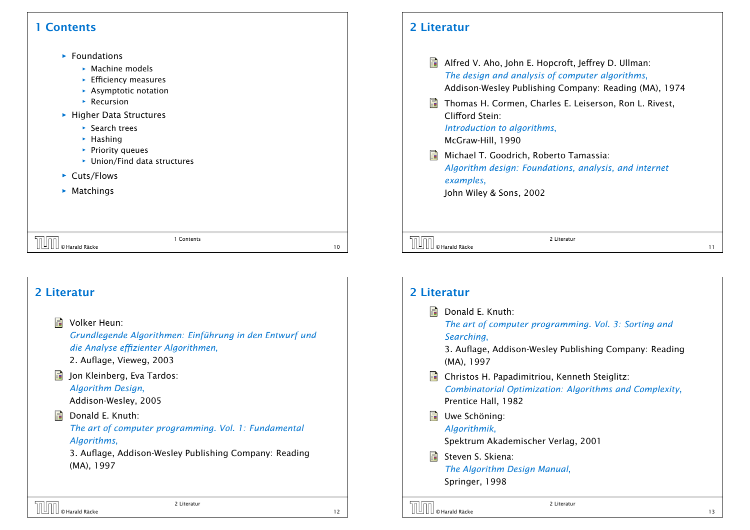# 1 Contents

- Foundations
  - Machine models
  - Efficiency measures
  - Asymptotic notation
  - Recursion
- Higher Data Structures
  - Search trees
  - Hashing
  - Priority queues
  - Union/Find data structures
- Cuts/Flows
- Matchings

# 2 Literatur

- Alfred V. Aho, John E. Hopcroft, Jeffrey D. Ullman:
  *The design and analysis of computer algorithms,*
  Addison-Wesley Publishing Company: Reading (MA), 1974
- Thomas H. Cormen, Charles E. Leiserson, Ron L. Rivest, Clifford Stein:
  *Introduction to algorithms,*
  McGraw-Hill, 1990
- Michael T. Goodrich, Roberto Tamassia:
  *Algorithm design: Foundations, analysis, and internet examples,*
  John Wiley & Sons, 2002

# 2 Literatur

- Volker Heun:
  *Grundlegende Algorithmen: Einführung in den Entwurf und die Analyse effizienter Algorithmen,*
  2. Auflage, Vieweg, 2003
- Jon Kleinberg, Eva Tardos:
  *Algorithm Design,*
  Addison-Wesley, 2005
- Donald E. Knuth:
  *The art of computer programming. Vol. 1: Fundamental Algorithms,*
  3. Auflage, Addison-Wesley Publishing Company: Reading (MA), 1997

# 2 Literatur

- Donald E. Knuth:
  *The art of computer programming. Vol. 3: Sorting and Searching,*
  3. Auflage, Addison-Wesley Publishing Company: Reading (MA), 1997
- Christos H. Papadimitriou, Kenneth Steiglitz:
  *Combinatorial Optimization: Algorithms and Complexity,*
  Prentice Hall, 1982
- Uwe Schöning:
  *Algorithmik,*
  Spektrum Akademischer Verlag, 2001
- Steven S. Skiena:
  *The Algorithm Design Manual,*
  Springer, 1998